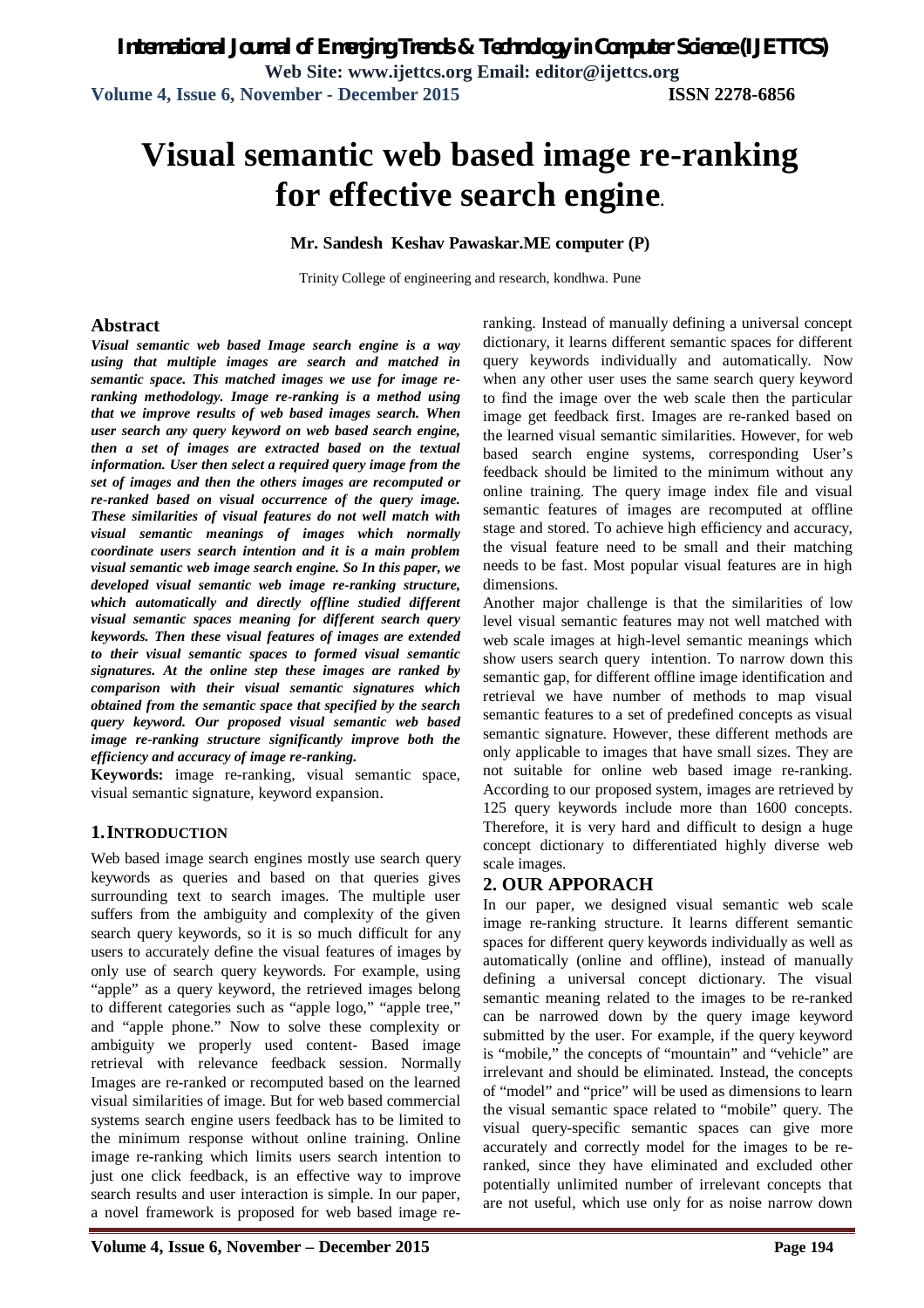# Visual semantic web based image re-ranking for effective search engine.

**Mr. Sandesh Keshav Pawaskar.ME computer (P)**

Trinity College of engineering and research, kondhwa. Pune

## Abstract

***Visual semantic web based Image search engine is a way using that multiple images are search and matched in semantic space. This matched images we use for image re-ranking methodology. Image re-ranking is a method using that we improve results of web based images search. When user search any query keyword on web based search engine, then a set of images are extracted based on the textual information. User then select a required query image from the set of images and then the others images are recomputed or re-ranked based on visual occurrence of the query image. These similarities of visual features do not well match with visual semantic meanings of images which normally coordinate users search intention and it is a main problem visual semantic web image search engine. So In this paper, we developed visual semantic web image re-ranking structure, which automatically and directly offline studied different visual semantic spaces meaning for different search query keywords. Then these visual features of images are extended to their visual semantic spaces to formed visual semantic signatures. At the online step these images are ranked by comparison with their visual semantic signatures which obtained from the semantic space that specified by the search query keyword. Our proposed visual semantic web based image re-ranking structure significantly improve both the efficiency and accuracy of image re-ranking.***

**Keywords:** image re-ranking, visual semantic space, visual semantic signature, keyword expansion.

## 1. INTRODUCTION

Web based image search engines mostly use search query keywords as queries and based on that queries gives surrounding text to search images. The multiple user suffers from the ambiguity and complexity of the given search query keywords, so it is so much difficult for any users to accurately define the visual features of images by only use of search query keywords. For example, using "apple" as a query keyword, the retrieved images belong to different categories such as "apple logo," "apple tree," and "apple phone." Now to solve these complexity or ambiguity we properly used content- Based image retrieval with relevance feedback session. Normally Images are re-ranked or recomputed based on the learned visual similarities of image. But for web based commercial systems search engine users feedback has to be limited to the minimum response without online training. Online image re-ranking which limits users search intention to just one click feedback, is an effective way to improve search results and user interaction is simple. In our paper, a novel framework is proposed for web based image re-ranking. Instead of manually defining a universal concept dictionary, it learns different semantic spaces for different query keywords individually and automatically. Now when any other user uses the same search query keyword to find the image over the web scale then the particular image get feedback first. Images are re-ranked based on the learned visual semantic similarities. However, for web based search engine systems, corresponding User's feedback should be limited to the minimum without any online training. The query image index file and visual semantic features of images are recomputed at offline stage and stored. To achieve high efficiency and accuracy, the visual feature need to be small and their matching needs to be fast. Most popular visual features are in high dimensions.

Another major challenge is that the similarities of low level visual semantic features may not well matched with web scale images at high-level semantic meanings which show users search query intention. To narrow down this semantic gap, for different offline image identification and retrieval we have number of methods to map visual semantic features to a set of predefined concepts as visual semantic signature. However, these different methods are only applicable to images that have small sizes. They are not suitable for online web based image re-ranking. According to our proposed system, images are retrieved by 125 query keywords include more than 1600 concepts. Therefore, it is very hard and difficult to design a huge concept dictionary to differentiated highly diverse web scale images.

## 2. OUR APPORACH

In our paper, we designed visual semantic web scale image re-ranking structure. It learns different semantic spaces for different query keywords individually as well as automatically (online and offline), instead of manually defining a universal concept dictionary. The visual semantic meaning related to the images to be re-ranked can be narrowed down by the query image keyword submitted by the user. For example, if the query keyword is "mobile," the concepts of "mountain" and "vehicle" are irrelevant and should be eliminated. Instead, the concepts of "model" and "price" will be used as dimensions to learn the visual semantic space related to "mobile" query. The visual query-specific semantic spaces can give more accurately and correctly model for the images to be re-ranked, since they have eliminated and excluded other potentially unlimited number of irrelevant concepts that are not useful, which use only for as noise narrow down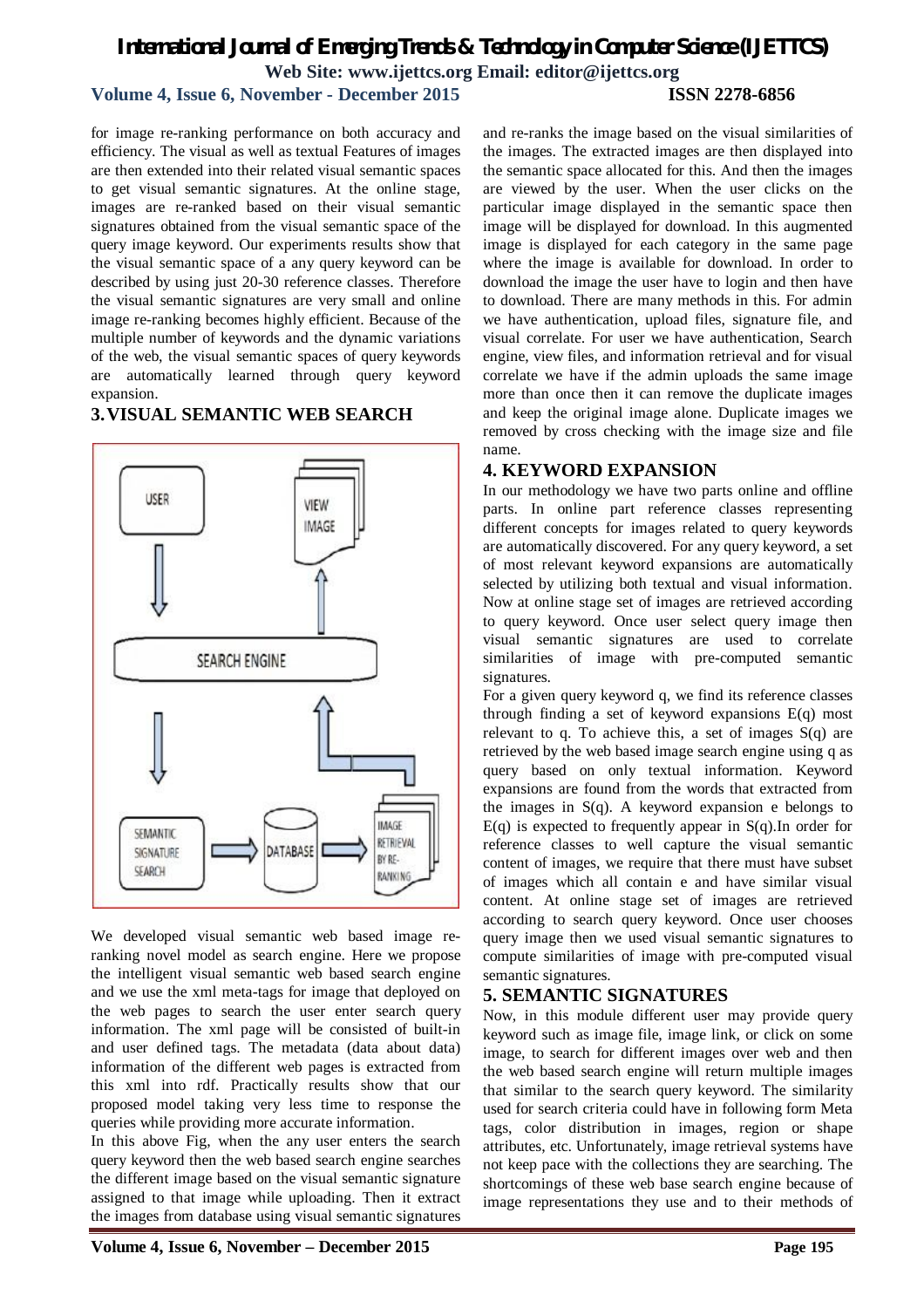for image re-ranking performance on both accuracy and efficiency. The visual as well as textual Features of images are then extended into their related visual semantic spaces to get visual semantic signatures. At the online stage, images are re-ranked based on their visual semantic signatures obtained from the visual semantic space of the query image keyword. Our experiments results show that the visual semantic space of a any query keyword can be described by using just 20-30 reference classes. Therefore the visual semantic signatures are very small and online image re-ranking becomes highly efficient. Because of the multiple number of keywords and the dynamic variations of the web, the visual semantic spaces of query keywords are automatically learned through query keyword expansion.

## 3. VISUAL SEMANTIC WEB SEARCH

We developed visual semantic web based image re-ranking novel model as search engine. Here we propose the intelligent visual semantic web based search engine and we use the xml meta-tags for image that deployed on the web pages to search the user enter search query information. The xml page will be consisted of built-in and user defined tags. The metadata (data about data) information of the different web pages is extracted from this xml into rdf. Practically results show that our proposed model taking very less time to response the queries while providing more accurate information.

In this above Fig, when the any user enters the search query keyword then the web based search engine searches the different image based on the visual semantic signature assigned to that image while uploading. Then it extract the images from database using visual semantic signatures and re-ranks the image based on the visual similarities of the images. The extracted images are then displayed into the semantic space allocated for this. And then the images are viewed by the user. When the user clicks on the particular image displayed in the semantic space then image will be displayed for download. In this augmented image is displayed for each category in the same page where the image is available for download. In order to download the image the user have to login and then have to download. There are many methods in this. For admin we have authentication, upload files, signature file, and visual correlate. For user we have authentication, Search engine, view files, and information retrieval and for visual correlate we have if the admin uploads the same image more than once then it can remove the duplicate images and keep the original image alone. Duplicate images we removed by cross checking with the image size and file name.

## 4. KEYWORD EXPANSION

In our methodology we have two parts online and offline parts. In online part reference classes representing different concepts for images related to query keywords are automatically discovered. For any query keyword, a set of most relevant keyword expansions are automatically selected by utilizing both textual and visual information. Now at online stage set of images are retrieved according to query keyword. Once user select query image then visual semantic signatures are used to correlate similarities of image with pre-computed semantic signatures.

For a given query keyword q, we find its reference classes through finding a set of keyword expansions E(q) most relevant to q. To achieve this, a set of images S(q) are retrieved by the web based image search engine using q as query based on only textual information. Keyword expansions are found from the words that extracted from the images in S(q). A keyword expansion e belongs to E(q) is expected to frequently appear in S(q).In order for reference classes to well capture the visual semantic content of images, we require that there must have subset of images which all contain e and have similar visual content. At online stage set of images are retrieved according to search query keyword. Once user chooses query image then we used visual semantic signatures to compute similarities of image with pre-computed visual semantic signatures.

## 5. SEMANTIC SIGNATURES

Now, in this module different user may provide query keyword such as image file, image link, or click on some image, to search for different images over web and then the web based search engine will return multiple images that similar to the search query keyword. The similarity used for search criteria could have in following form Meta tags, color distribution in images, region or shape attributes, etc. Unfortunately, image retrieval systems have not keep pace with the collections they are searching. The shortcomings of these web base search engine because of image representations they use and to their methods of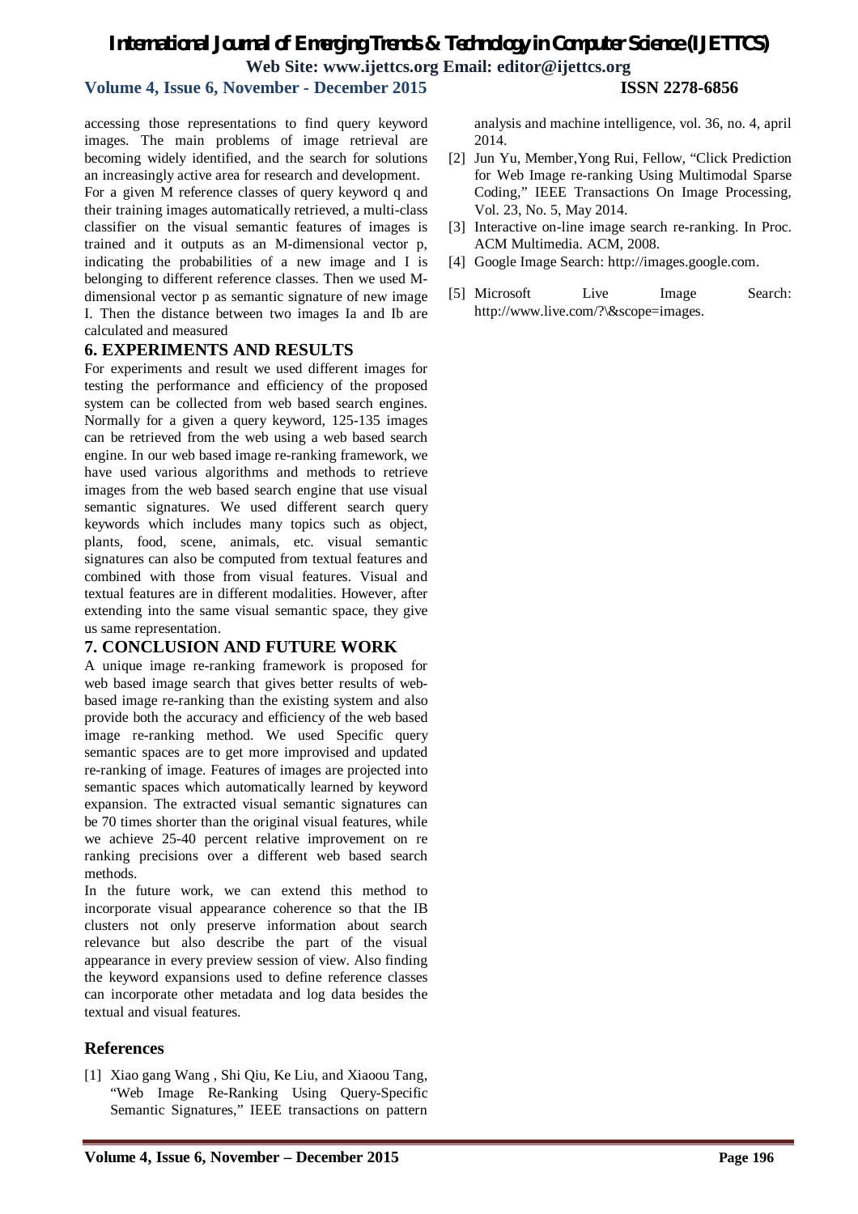accessing those representations to find query keyword images. The main problems of image retrieval are becoming widely identified, and the search for solutions an increasingly active area for research and development.

For a given M reference classes of query keyword q and their training images automatically retrieved, a multi-class classifier on the visual semantic features of images is trained and it outputs as an M-dimensional vector p, indicating the probabilities of a new image and I is belonging to different reference classes. Then we used M-dimensional vector p as semantic signature of new image I. Then the distance between two images Ia and Ib are calculated and measured

## 6. EXPERIMENTS AND RESULTS

For experiments and result we used different images for testing the performance and efficiency of the proposed system can be collected from web based search engines. Normally for a given a query keyword, 125-135 images can be retrieved from the web using a web based search engine. In our web based image re-ranking framework, we have used various algorithms and methods to retrieve images from the web based search engine that use visual semantic signatures. We used different search query keywords which includes many topics such as object, plants, food, scene, animals, etc. visual semantic signatures can also be computed from textual features and combined with those from visual features. Visual and textual features are in different modalities. However, after extending into the same visual semantic space, they give us same representation.

## 7. CONCLUSION AND FUTURE WORK

A unique image re-ranking framework is proposed for web based image search that gives better results of web-based image re-ranking than the existing system and also provide both the accuracy and efficiency of the web based image re-ranking method. We used Specific query semantic spaces are to get more improvised and updated re-ranking of image. Features of images are projected into semantic spaces which automatically learned by keyword expansion. The extracted visual semantic signatures can be 70 times shorter than the original visual features, while we achieve 25-40 percent relative improvement on re ranking precisions over a different web based search methods.

In the future work, we can extend this method to incorporate visual appearance coherence so that the IB clusters not only preserve information about search relevance but also describe the part of the visual appearance in every preview session of view. Also finding the keyword expansions used to define reference classes can incorporate other metadata and log data besides the textual and visual features.

## References

[1] Xiao gang Wang , Shi Qiu, Ke Liu, and Xiaoou Tang, "Web Image Re-Ranking Using Query-Specific Semantic Signatures," IEEE transactions on pattern analysis and machine intelligence, vol. 36, no. 4, april 2014.

[2] Jun Yu, Member,Yong Rui, Fellow, "Click Prediction for Web Image re-ranking Using Multimodal Sparse Coding," IEEE Transactions On Image Processing, Vol. 23, No. 5, May 2014.

[3] Interactive on-line image search re-ranking. In Proc. ACM Multimedia. ACM, 2008.

[4] Google Image Search: http://images.google.com.

[5] Microsoft Live Image Search: http://www.live.com/?\&scope=images.